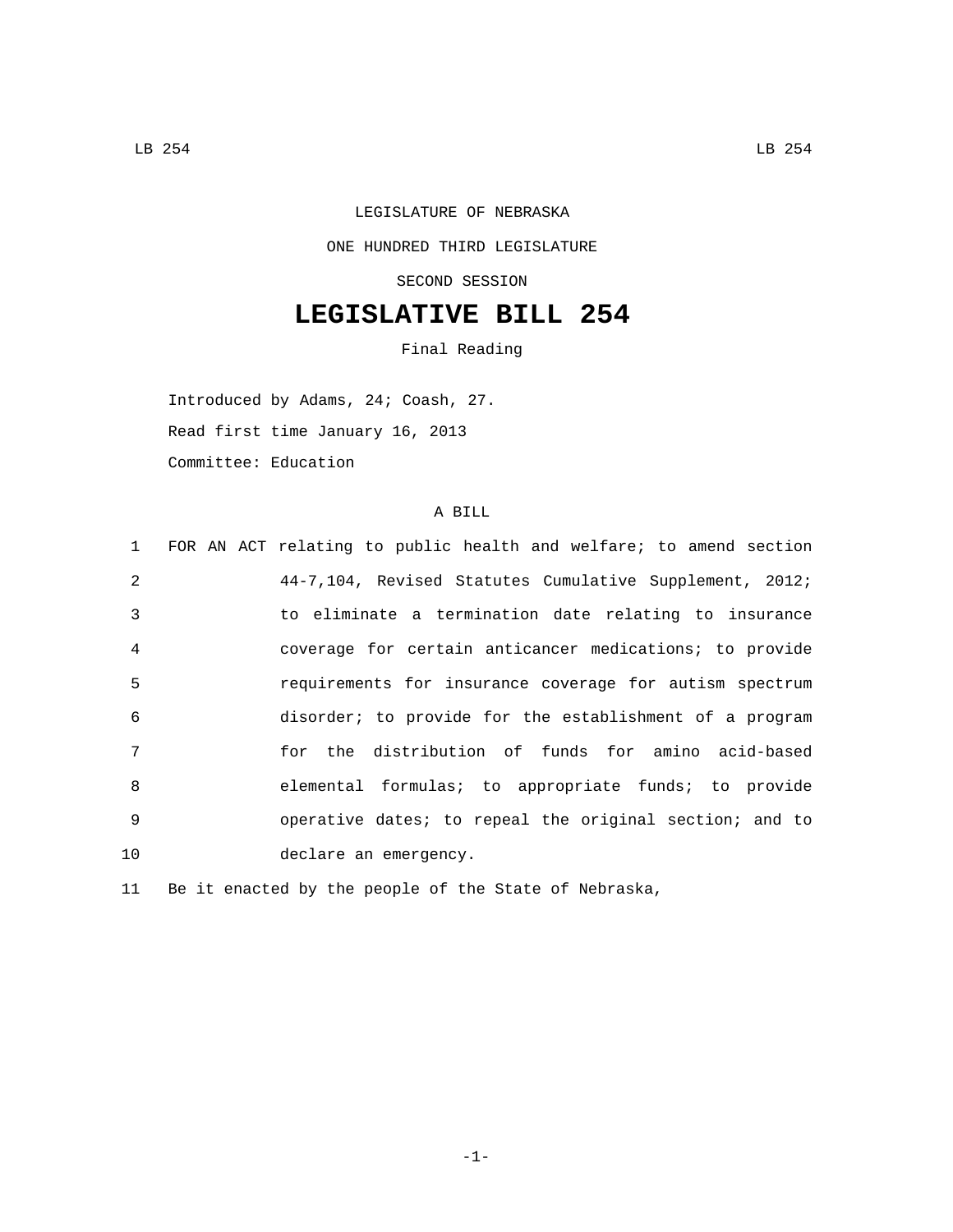LEGISLATURE OF NEBRASKA

ONE HUNDRED THIRD LEGISLATURE

SECOND SESSION

# LEGISLATIVE BILL 254

Final Reading

Introduced by Adams, 24; Coash, 27.

Read first time January 16, 2013

Committee: Education

A BILL

1 FOR AN ACT relating to public health and welfare; to amend section
2 44-7,104, Revised Statutes Cumulative Supplement, 2012;
3 to eliminate a termination date relating to insurance
4 coverage for certain anticancer medications; to provide
5 requirements for insurance coverage for autism spectrum
6 disorder; to provide for the establishment of a program
7 for the distribution of funds for amino acid-based
8 elemental formulas; to appropriate funds; to provide
9 operative dates; to repeal the original section; and to
10 declare an emergency.

11 Be it enacted by the people of the State of Nebraska,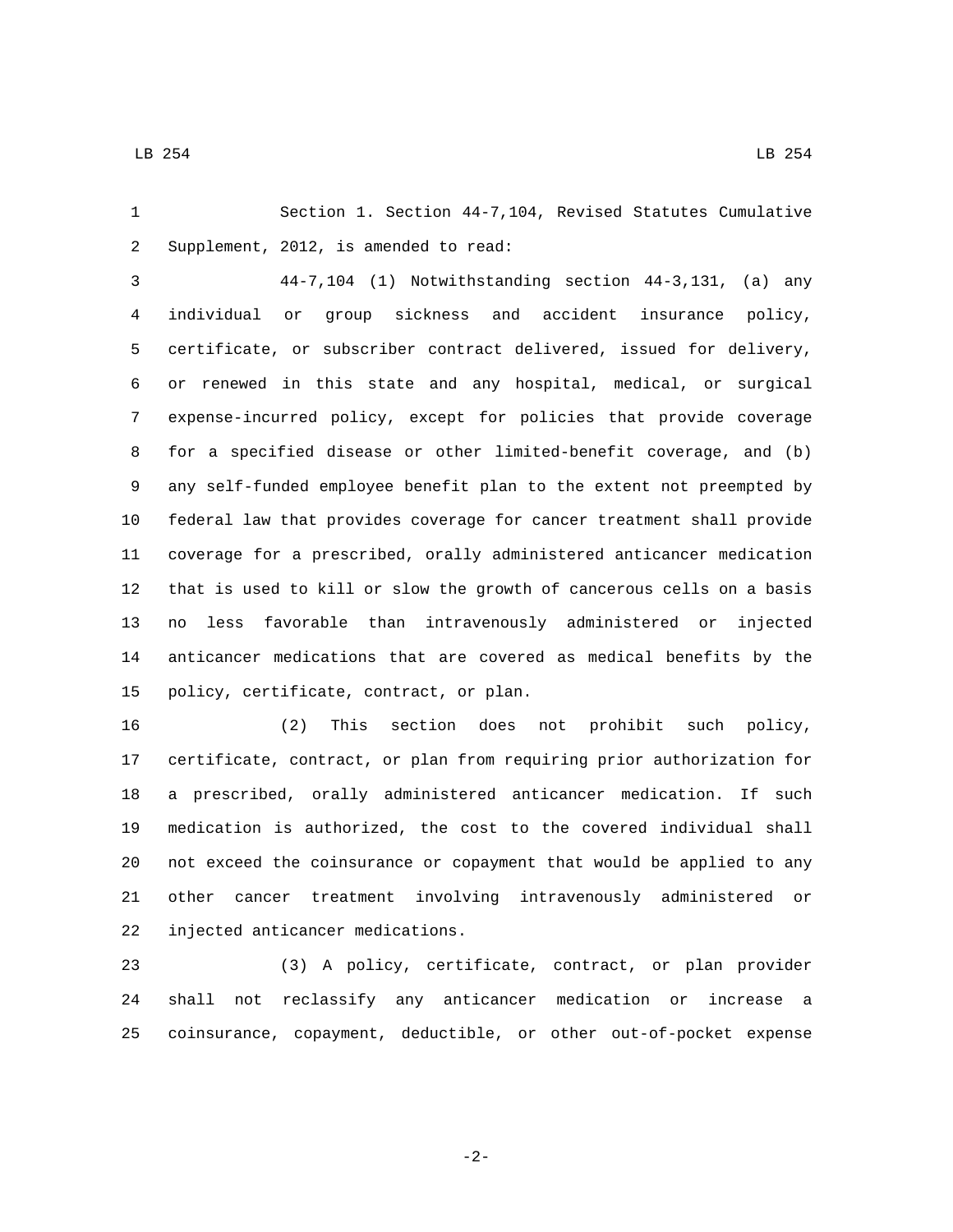Section 1. Section 44-7,104, Revised Statutes Cumulative Supplement, 2012, is amended to read:

44-7,104 (1) Notwithstanding section 44-3,131, (a) any individual or group sickness and accident insurance policy, certificate, or subscriber contract delivered, issued for delivery, or renewed in this state and any hospital, medical, or surgical expense-incurred policy, except for policies that provide coverage for a specified disease or other limited-benefit coverage, and (b) any self-funded employee benefit plan to the extent not preempted by federal law that provides coverage for cancer treatment shall provide coverage for a prescribed, orally administered anticancer medication that is used to kill or slow the growth of cancerous cells on a basis no less favorable than intravenously administered or injected anticancer medications that are covered as medical benefits by the policy, certificate, contract, or plan.

(2) This section does not prohibit such policy, certificate, contract, or plan from requiring prior authorization for a prescribed, orally administered anticancer medication. If such medication is authorized, the cost to the covered individual shall not exceed the coinsurance or copayment that would be applied to any other cancer treatment involving intravenously administered or injected anticancer medications.

(3) A policy, certificate, contract, or plan provider shall not reclassify any anticancer medication or increase a coinsurance, copayment, deductible, or other out-of-pocket expense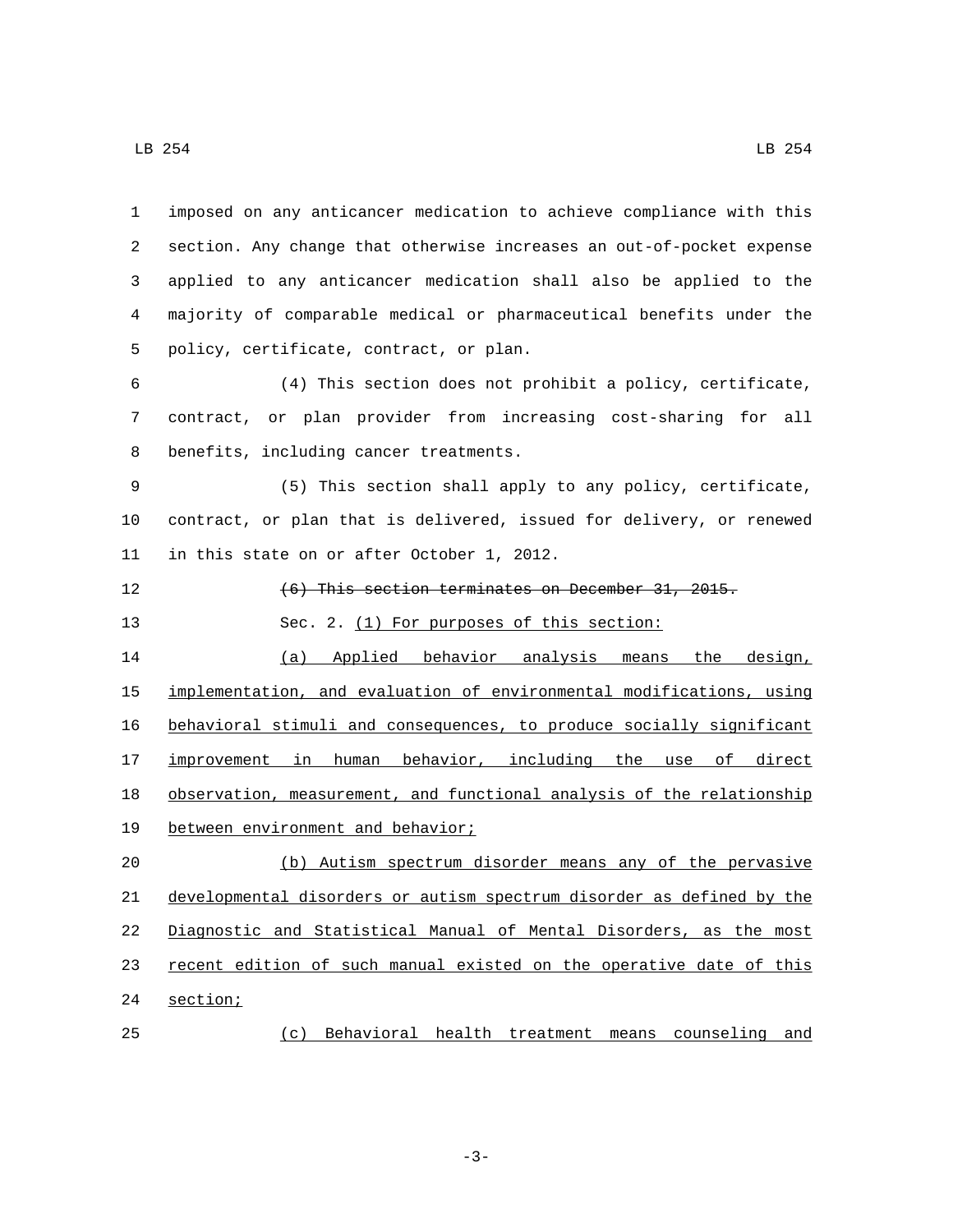imposed on any anticancer medication to achieve compliance with this section. Any change that otherwise increases an out-of-pocket expense applied to any anticancer medication shall also be applied to the majority of comparable medical or pharmaceutical benefits under the policy, certificate, contract, or plan.

(4) This section does not prohibit a policy, certificate, contract, or plan provider from increasing cost-sharing for all benefits, including cancer treatments.

(5) This section shall apply to any policy, certificate, contract, or plan that is delivered, issued for delivery, or renewed in this state on or after October 1, 2012.

~~(6) This section terminates on December 31, 2015.~~

Sec. 2. <u>(1) For purposes of this section:</u>

<u>(a) Applied behavior analysis means the design, implementation, and evaluation of environmental modifications, using behavioral stimuli and consequences, to produce socially significant improvement in human behavior, including the use of direct observation, measurement, and functional analysis of the relationship between environment and behavior;</u>

<u>(b) Autism spectrum disorder means any of the pervasive developmental disorders or autism spectrum disorder as defined by the Diagnostic and Statistical Manual of Mental Disorders, as the most recent edition of such manual existed on the operative date of this section;</u>

<u>(c) Behavioral health treatment means counseling and</u>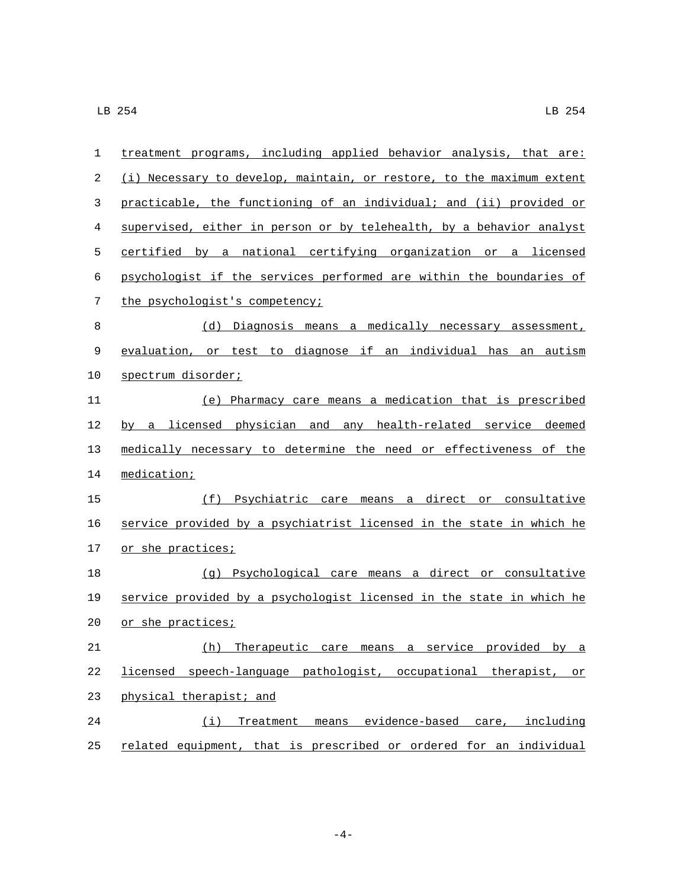treatment programs, including applied behavior analysis, that are: (i) Necessary to develop, maintain, or restore, to the maximum extent practicable, the functioning of an individual; and (ii) provided or supervised, either in person or by telehealth, by a behavior analyst certified by a national certifying organization or a licensed psychologist if the services performed are within the boundaries of the psychologist's competency;

(d) Diagnosis means a medically necessary assessment, evaluation, or test to diagnose if an individual has an autism spectrum disorder;

(e) Pharmacy care means a medication that is prescribed by a licensed physician and any health-related service deemed medically necessary to determine the need or effectiveness of the medication;

(f) Psychiatric care means a direct or consultative service provided by a psychiatrist licensed in the state in which he or she practices;

(g) Psychological care means a direct or consultative service provided by a psychologist licensed in the state in which he or she practices;

(h) Therapeutic care means a service provided by a licensed speech-language pathologist, occupational therapist, or physical therapist; and

(i) Treatment means evidence-based care, including related equipment, that is prescribed or ordered for an individual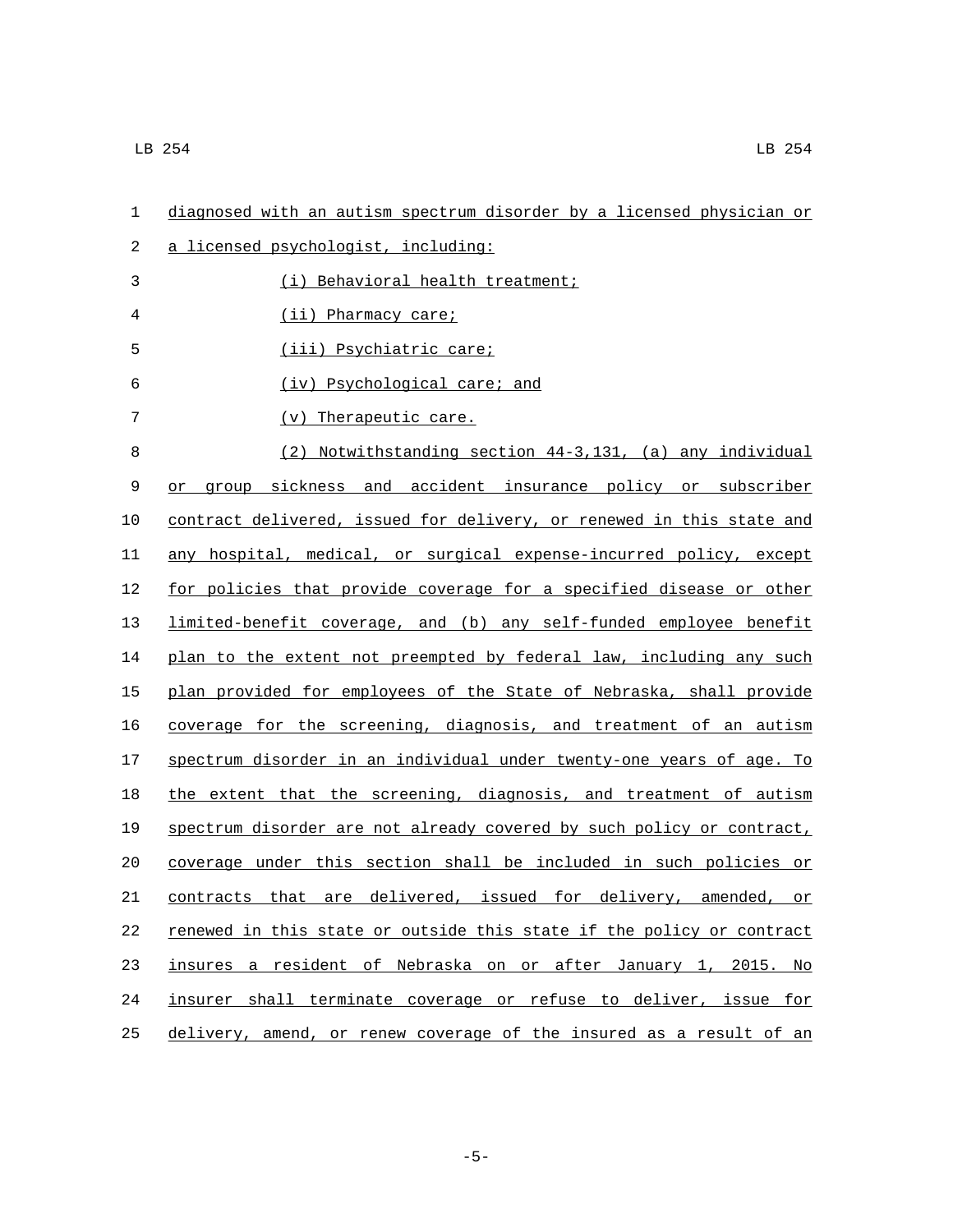diagnosed with an autism spectrum disorder by a licensed physician or a licensed psychologist, including:

(i) Behavioral health treatment;

(ii) Pharmacy care;

(iii) Psychiatric care;

(iv) Psychological care; and

(v) Therapeutic care.

(2) Notwithstanding section 44-3,131, (a) any individual or group sickness and accident insurance policy or subscriber contract delivered, issued for delivery, or renewed in this state and any hospital, medical, or surgical expense-incurred policy, except for policies that provide coverage for a specified disease or other limited-benefit coverage, and (b) any self-funded employee benefit plan to the extent not preempted by federal law, including any such plan provided for employees of the State of Nebraska, shall provide coverage for the screening, diagnosis, and treatment of an autism spectrum disorder in an individual under twenty-one years of age. To the extent that the screening, diagnosis, and treatment of autism spectrum disorder are not already covered by such policy or contract, coverage under this section shall be included in such policies or contracts that are delivered, issued for delivery, amended, or renewed in this state or outside this state if the policy or contract insures a resident of Nebraska on or after January 1, 2015. No insurer shall terminate coverage or refuse to deliver, issue for delivery, amend, or renew coverage of the insured as a result of an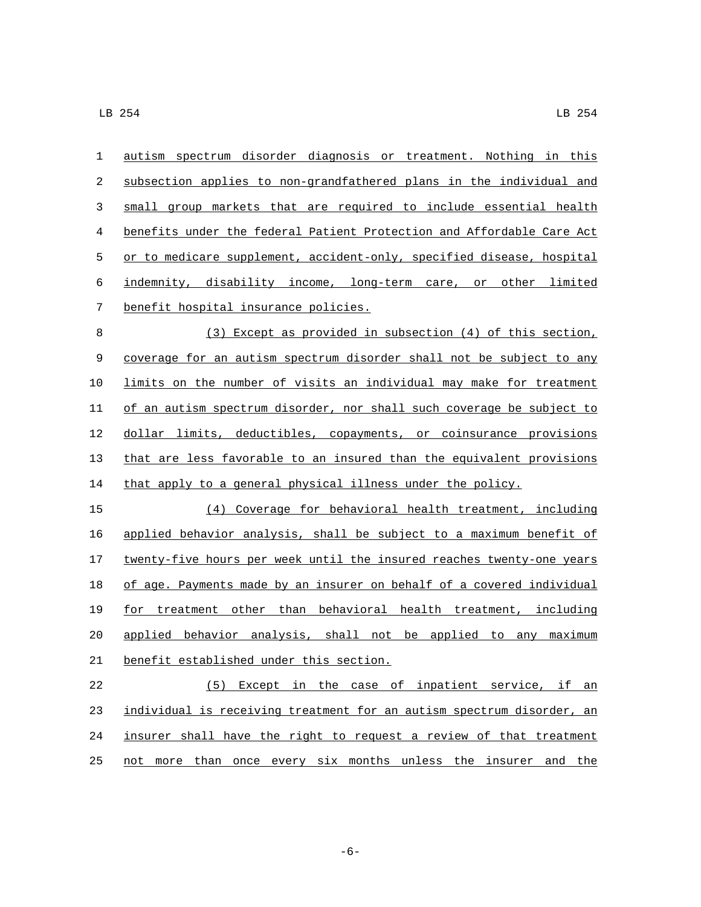autism spectrum disorder diagnosis or treatment. Nothing in this subsection applies to non-grandfathered plans in the individual and small group markets that are required to include essential health benefits under the federal Patient Protection and Affordable Care Act or to medicare supplement, accident-only, specified disease, hospital indemnity, disability income, long-term care, or other limited benefit hospital insurance policies.

(3) Except as provided in subsection (4) of this section, coverage for an autism spectrum disorder shall not be subject to any limits on the number of visits an individual may make for treatment of an autism spectrum disorder, nor shall such coverage be subject to dollar limits, deductibles, copayments, or coinsurance provisions that are less favorable to an insured than the equivalent provisions that apply to a general physical illness under the policy.

(4) Coverage for behavioral health treatment, including applied behavior analysis, shall be subject to a maximum benefit of twenty-five hours per week until the insured reaches twenty-one years of age. Payments made by an insurer on behalf of a covered individual for treatment other than behavioral health treatment, including applied behavior analysis, shall not be applied to any maximum benefit established under this section.

(5) Except in the case of inpatient service, if an individual is receiving treatment for an autism spectrum disorder, an insurer shall have the right to request a review of that treatment not more than once every six months unless the insurer and the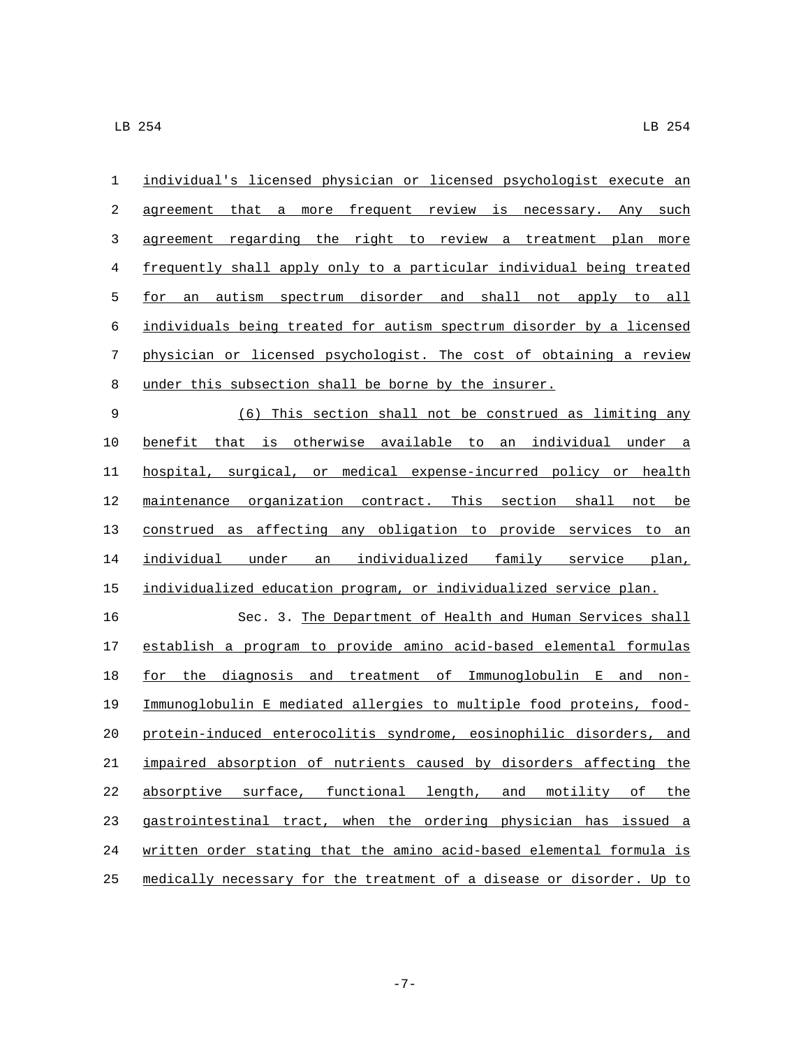individual's licensed physician or licensed psychologist execute an agreement that a more frequent review is necessary. Any such agreement regarding the right to review a treatment plan more frequently shall apply only to a particular individual being treated for an autism spectrum disorder and shall not apply to all individuals being treated for autism spectrum disorder by a licensed physician or licensed psychologist. The cost of obtaining a review under this subsection shall be borne by the insurer.

(6) This section shall not be construed as limiting any benefit that is otherwise available to an individual under a hospital, surgical, or medical expense-incurred policy or health maintenance organization contract. This section shall not be construed as affecting any obligation to provide services to an individual under an individualized family service plan, individualized education program, or individualized service plan.

Sec. 3. The Department of Health and Human Services shall establish a program to provide amino acid-based elemental formulas for the diagnosis and treatment of Immunoglobulin E and non-Immunoglobulin E mediated allergies to multiple food proteins, food-protein-induced enterocolitis syndrome, eosinophilic disorders, and impaired absorption of nutrients caused by disorders affecting the absorptive surface, functional length, and motility of the gastrointestinal tract, when the ordering physician has issued a written order stating that the amino acid-based elemental formula is medically necessary for the treatment of a disease or disorder. Up to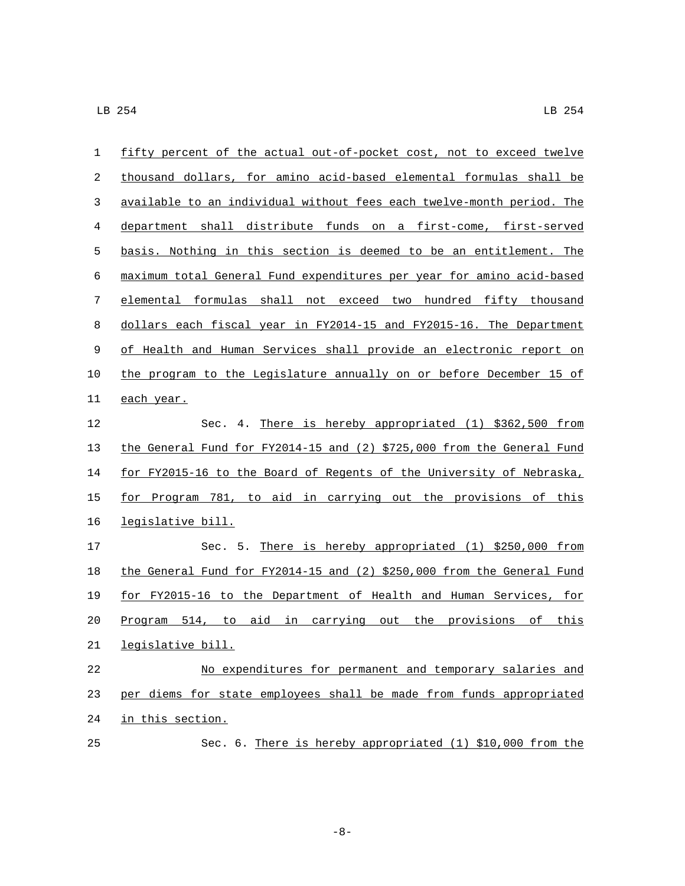fifty percent of the actual out-of-pocket cost, not to exceed twelve thousand dollars, for amino acid-based elemental formulas shall be available to an individual without fees each twelve-month period. The department shall distribute funds on a first-come, first-served basis. Nothing in this section is deemed to be an entitlement. The maximum total General Fund expenditures per year for amino acid-based elemental formulas shall not exceed two hundred fifty thousand dollars each fiscal year in FY2014-15 and FY2015-16. The Department of Health and Human Services shall provide an electronic report on the program to the Legislature annually on or before December 15 of each year.

Sec. 4. There is hereby appropriated (1) $362,500 from the General Fund for FY2014-15 and (2) $725,000 from the General Fund for FY2015-16 to the Board of Regents of the University of Nebraska, for Program 781, to aid in carrying out the provisions of this legislative bill.

Sec. 5. There is hereby appropriated (1) $250,000 from the General Fund for FY2014-15 and (2) $250,000 from the General Fund for FY2015-16 to the Department of Health and Human Services, for Program 514, to aid in carrying out the provisions of this legislative bill.

No expenditures for permanent and temporary salaries and per diems for state employees shall be made from funds appropriated in this section.

Sec. 6. There is hereby appropriated (1) $10,000 from the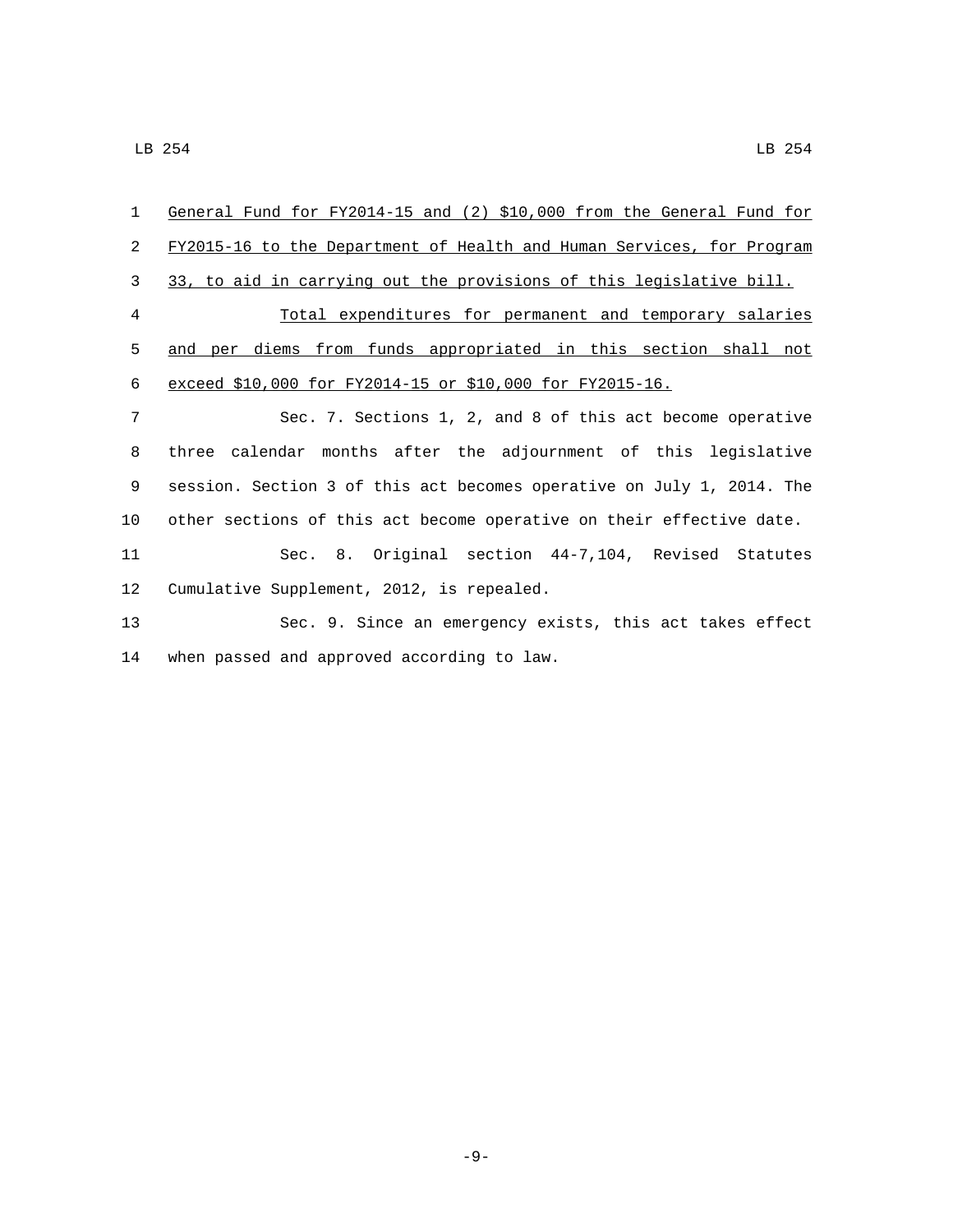General Fund for FY2014-15 and (2) $10,000 from the General Fund for FY2015-16 to the Department of Health and Human Services, for Program 33, to aid in carrying out the provisions of this legislative bill.

Total expenditures for permanent and temporary salaries and per diems from funds appropriated in this section shall not exceed $10,000 for FY2014-15 or $10,000 for FY2015-16.

Sec. 7. Sections 1, 2, and 8 of this act become operative three calendar months after the adjournment of this legislative session. Section 3 of this act becomes operative on July 1, 2014. The other sections of this act become operative on their effective date.

Sec. 8. Original section 44-7,104, Revised Statutes Cumulative Supplement, 2012, is repealed.

Sec. 9. Since an emergency exists, this act takes effect when passed and approved according to law.